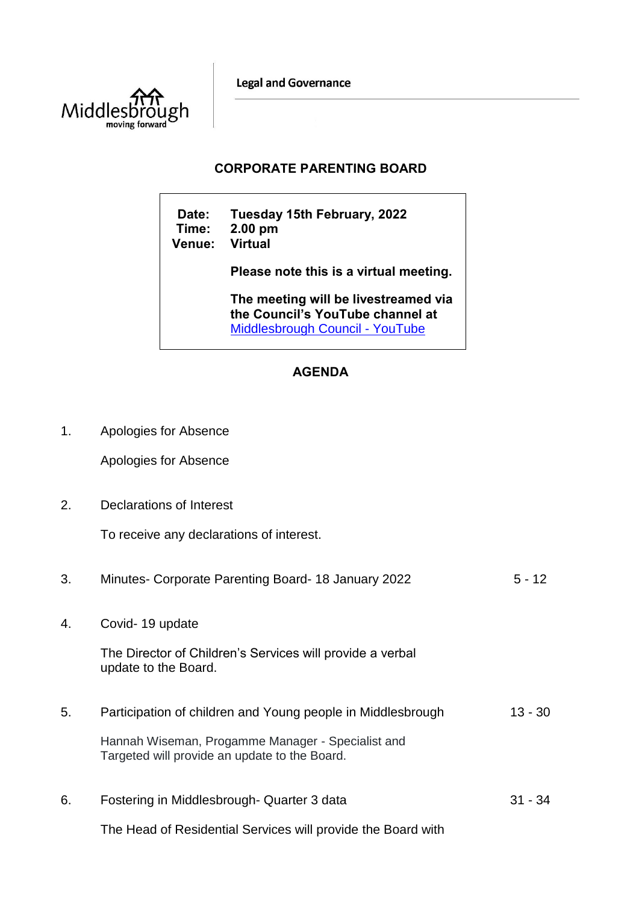Legal and Governance

# CORPORATE PARENTING BOARD

**Date:** Tuesday 15th February, 2022
**Time:** 2.00 pm
**Venue:** Virtual

**Please note this is a virtual meeting.**

**The meeting will be livestreamed via the Council's YouTube channel at** [Middlesbrough Council - YouTube]

## AGENDA

1. Apologies for Absence

   Apologies for Absence

2. Declarations of Interest

   To receive any declarations of interest.

3. Minutes- Corporate Parenting Board- 18 January 2022 — 5 - 12

4. Covid- 19 update

   The Director of Children's Services will provide a verbal update to the Board.

5. Participation of children and Young people in Middlesbrough — 13 - 30

   Hannah Wiseman, Progamme Manager - Specialist and Targeted will provide an update to the Board.

6. Fostering in Middlesbrough- Quarter 3 data — 31 - 34

   The Head of Residential Services will provide the Board with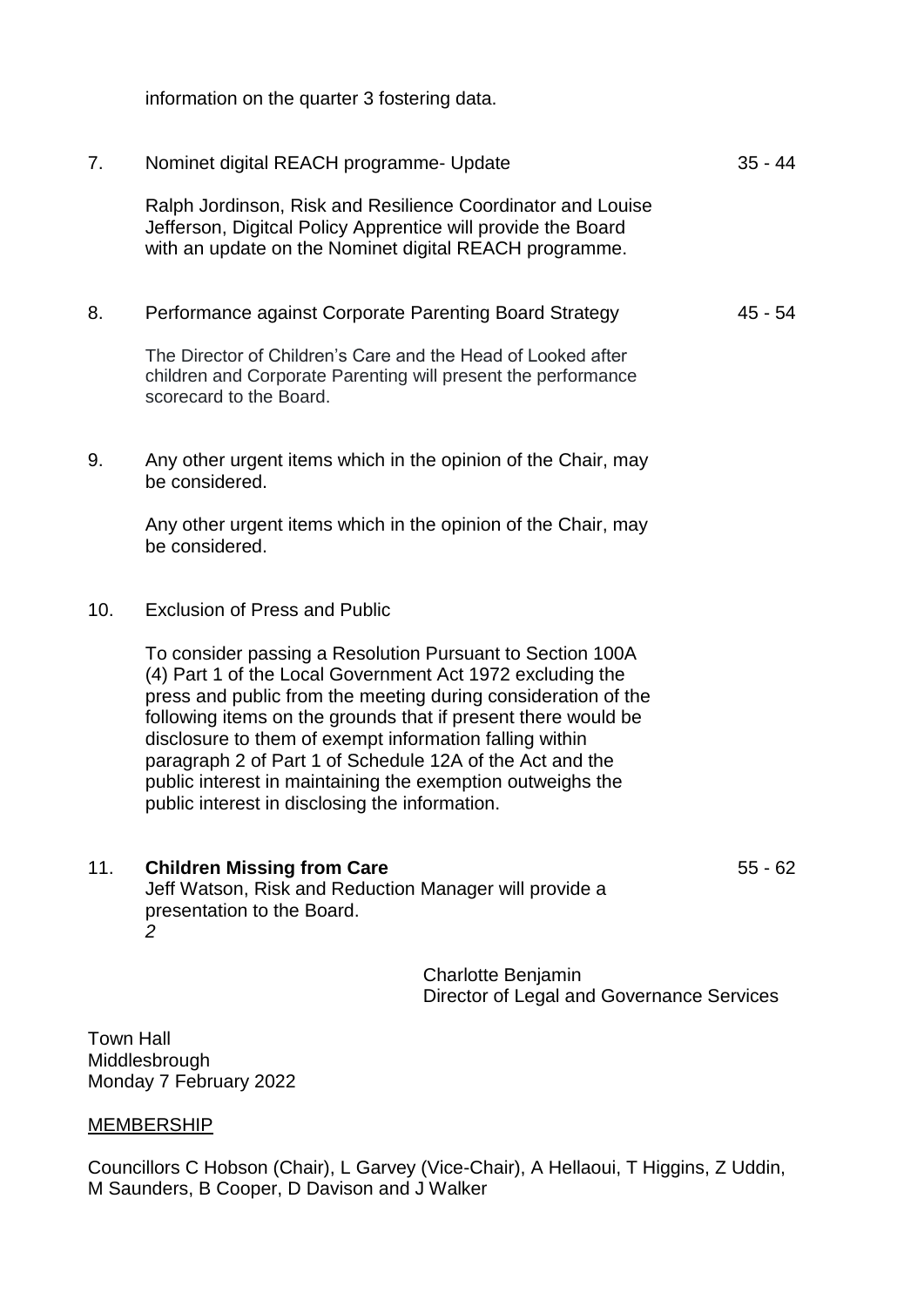information on the quarter 3 fostering data.

7. Nominet digital REACH programme- Update 35 - 44

   Ralph Jordinson, Risk and Resilience Coordinator and Louise Jefferson, Digitcal Policy Apprentice will provide the Board with an update on the Nominet digital REACH programme.

8. Performance against Corporate Parenting Board Strategy 45 - 54

   The Director of Children's Care and the Head of Looked after children and Corporate Parenting will present the performance scorecard to the Board.

9. Any other urgent items which in the opinion of the Chair, may be considered.

   Any other urgent items which in the opinion of the Chair, may be considered.

10. Exclusion of Press and Public

    To consider passing a Resolution Pursuant to Section 100A (4) Part 1 of the Local Government Act 1972 excluding the press and public from the meeting during consideration of the following items on the grounds that if present there would be disclosure to them of exempt information falling within paragraph 2 of Part 1 of Schedule 12A of the Act and the public interest in maintaining the exemption outweighs the public interest in disclosing the information.

11. **Children Missing from Care** 55 - 62
    Jeff Watson, Risk and Reduction Manager will provide a presentation to the Board.
    *2*

Charlotte Benjamin
Director of Legal and Governance Services

Town Hall
Middlesbrough
Monday 7 February 2022

MEMBERSHIP

Councillors C Hobson (Chair), L Garvey (Vice-Chair), A Hellaoui, T Higgins, Z Uddin, M Saunders, B Cooper, D Davison and J Walker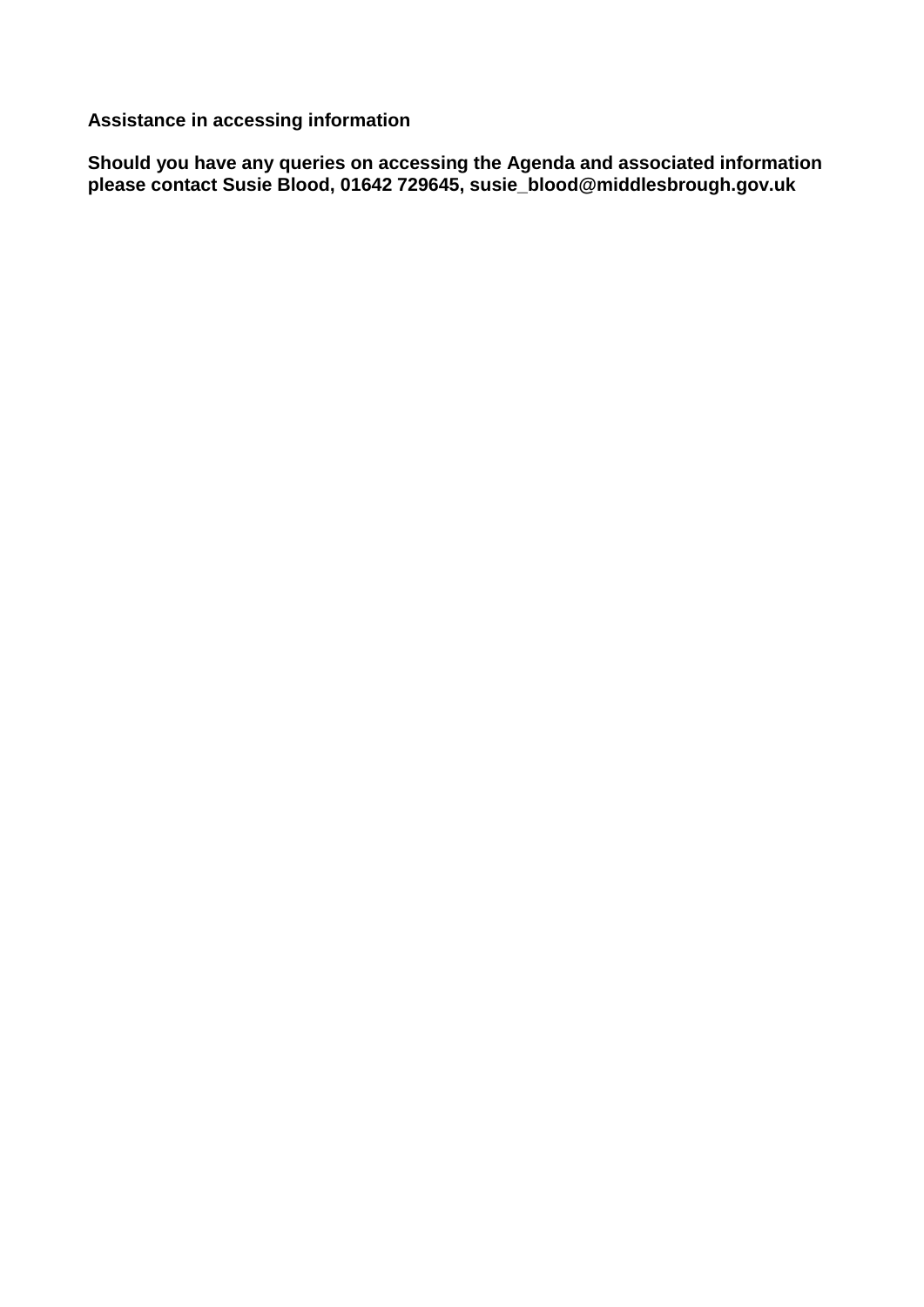**Assistance in accessing information**

**Should you have any queries on accessing the Agenda and associated information please contact Susie Blood, 01642 729645, susie_blood@middlesbrough.gov.uk**